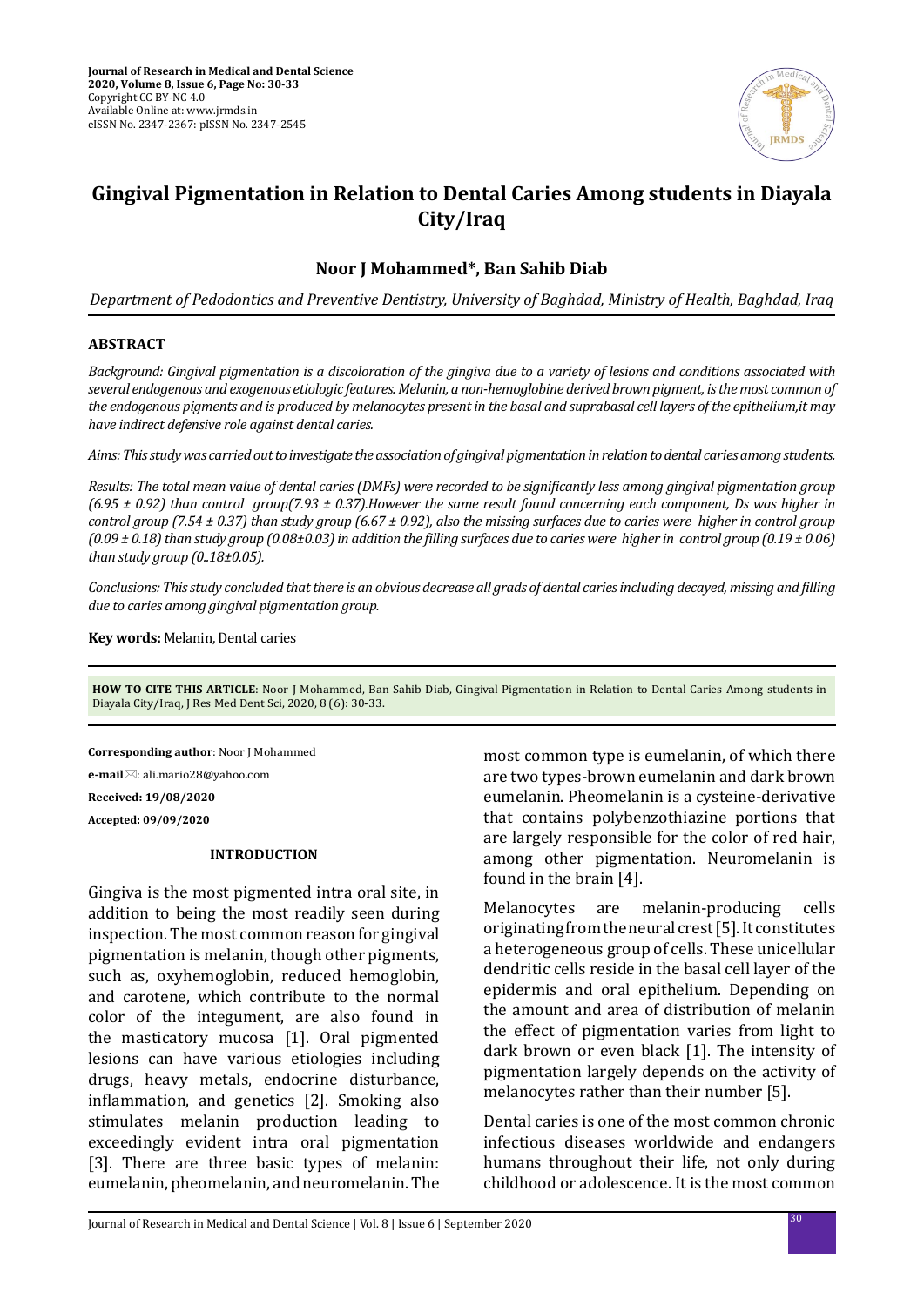Journal of Research in Medical and Dental Science
2020, Volume 8, Issue 6, Page No: 30-33
Copyright CC BY-NC 4.0
Available Online at: www.jrmds.in
eISSN No. 2347-2367: pISSN No. 2347-2545

# Gingival Pigmentation in Relation to Dental Caries Among students in Diayala City/Iraq

## Noor J Mohammed*, Ban Sahib Diab

*Department of Pedodontics and Preventive Dentistry, University of Baghdad, Ministry of Health, Baghdad, Iraq*

### ABSTRACT

*Background: Gingival pigmentation is a discoloration of the gingiva due to a variety of lesions and conditions associated with several endogenous and exogenous etiologic features. Melanin, a non-hemoglobine derived brown pigment, is the most common of the endogenous pigments and is produced by melanocytes present in the basal and suprabasal cell layers of the epithelium,it may have indirect defensive role against dental caries.*

*Aims: This study was carried out to investigate the association of gingival pigmentation in relation to dental caries among students.*

*Results: The total mean value of dental caries (DMFs) were recorded to be significantly less among gingival pigmentation group (6.95 ± 0.92) than control group(7.93 ± 0.37).However the same result found concerning each component, Ds was higher in control group (7.54 ± 0.37) than study group (6.67 ± 0.92), also the missing surfaces due to caries were higher in control group (0.09 ± 0.18) than study group (0.08±0.03) in addition the filling surfaces due to caries were higher in control group (0.19 ± 0.06) than study group (0..18±0.05).*

*Conclusions: This study concluded that there is an obvious decrease all grads of dental caries including decayed, missing and filling due to caries among gingival pigmentation group.*

**Key words:** Melanin, Dental caries

**HOW TO CITE THIS ARTICLE**: Noor J Mohammed, Ban Sahib Diab, Gingival Pigmentation in Relation to Dental Caries Among students in Diayala City/Iraq, J Res Med Dent Sci, 2020, 8 (6): 30-33.

**Corresponding author**: Noor J Mohammed

**e-mail**: ali.mario28@yahoo.com

**Received: 19/08/2020**

**Accepted: 09/09/2020**

### INTRODUCTION

Gingiva is the most pigmented intra oral site, in addition to being the most readily seen during inspection. The most common reason for gingival pigmentation is melanin, though other pigments, such as, oxyhemoglobin, reduced hemoglobin, and carotene, which contribute to the normal color of the integument, are also found in the masticatory mucosa [1]. Oral pigmented lesions can have various etiologies including drugs, heavy metals, endocrine disturbance, inflammation, and genetics [2]. Smoking also stimulates melanin production leading to exceedingly evident intra oral pigmentation [3]. There are three basic types of melanin: eumelanin, pheomelanin, and neuromelanin. The most common type is eumelanin, of which there are two types-brown eumelanin and dark brown eumelanin. Pheomelanin is a cysteine-derivative that contains polybenzothiazine portions that are largely responsible for the color of red hair, among other pigmentation. Neuromelanin is found in the brain [4].

Melanocytes are melanin-producing cells originating from the neural crest [5]. It constitutes a heterogeneous group of cells. These unicellular dendritic cells reside in the basal cell layer of the epidermis and oral epithelium. Depending on the amount and area of distribution of melanin the effect of pigmentation varies from light to dark brown or even black [1]. The intensity of pigmentation largely depends on the activity of melanocytes rather than their number [5].

Dental caries is one of the most common chronic infectious diseases worldwide and endangers humans throughout their life, not only during childhood or adolescence. It is the most common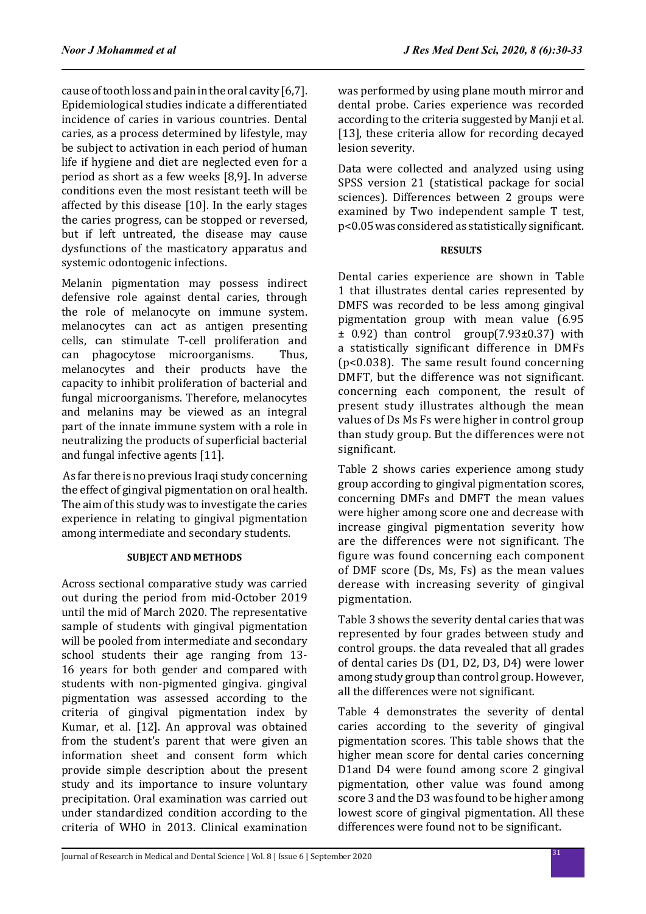cause of tooth loss and pain in the oral cavity [6,7]. Epidemiological studies indicate a differentiated incidence of caries in various countries. Dental caries, as a process determined by lifestyle, may be subject to activation in each period of human life if hygiene and diet are neglected even for a period as short as a few weeks [8,9]. In adverse conditions even the most resistant teeth will be affected by this disease [10]. In the early stages the caries progress, can be stopped or reversed, but if left untreated, the disease may cause dysfunctions of the masticatory apparatus and systemic odontogenic infections.

Melanin pigmentation may possess indirect defensive role against dental caries, through the role of melanocyte on immune system. melanocytes can act as antigen presenting cells, can stimulate T-cell proliferation and can phagocytose microorganisms. Thus, melanocytes and their products have the capacity to inhibit proliferation of bacterial and fungal microorganisms. Therefore, melanocytes and melanins may be viewed as an integral part of the innate immune system with a role in neutralizing the products of superficial bacterial and fungal infective agents [11].

As far there is no previous Iraqi study concerning the effect of gingival pigmentation on oral health. The aim of this study was to investigate the caries experience in relating to gingival pigmentation among intermediate and secondary students.

## SUBJECT AND METHODS

Across sectional comparative study was carried out during the period from mid-October 2019 until the mid of March 2020. The representative sample of students with gingival pigmentation will be pooled from intermediate and secondary school students their age ranging from 13-16 years for both gender and compared with students with non-pigmented gingiva. gingival pigmentation was assessed according to the criteria of gingival pigmentation index by Kumar, et al. [12]. An approval was obtained from the student's parent that were given an information sheet and consent form which provide simple description about the present study and its importance to insure voluntary precipitation. Oral examination was carried out under standardized condition according to the criteria of WHO in 2013. Clinical examination was performed by using plane mouth mirror and dental probe. Caries experience was recorded according to the criteria suggested by Manji et al. [13], these criteria allow for recording decayed lesion severity.

Data were collected and analyzed using using SPSS version 21 (statistical package for social sciences). Differences between 2 groups were examined by Two independent sample T test, $p<0.05$ was considered as statistically significant.

## RESULTS

Dental caries experience are shown in Table 1 that illustrates dental caries represented by DMFS was recorded to be less among gingival pigmentation group with mean value ($6.95 \pm 0.92$) than control group($7.93 \pm 0.37$) with a statistically significant difference in DMFs ($p<0.038$). The same result found concerning DMFT, but the difference was not significant. concerning each component, the result of present study illustrates although the mean values of Ds Ms Fs were higher in control group than study group. But the differences were not significant.

Table 2 shows caries experience among study group according to gingival pigmentation scores, concerning DMFs and DMFT the mean values were higher among score one and decrease with increase gingival pigmentation severity how are the differences were not significant. The figure was found concerning each component of DMF score (Ds, Ms, Fs) as the mean values derease with increasing severity of gingival pigmentation.

Table 3 shows the severity dental caries that was represented by four grades between study and control groups. the data revealed that all grades of dental caries Ds (D1, D2, D3, D4) were lower among study group than control group. However, all the differences were not significant.

Table 4 demonstrates the severity of dental caries according to the severity of gingival pigmentation scores. This table shows that the higher mean score for dental caries concerning D1and D4 were found among score 2 gingival pigmentation, other value was found among score 3 and the D3 was found to be higher among lowest score of gingival pigmentation. All these differences were found not to be significant.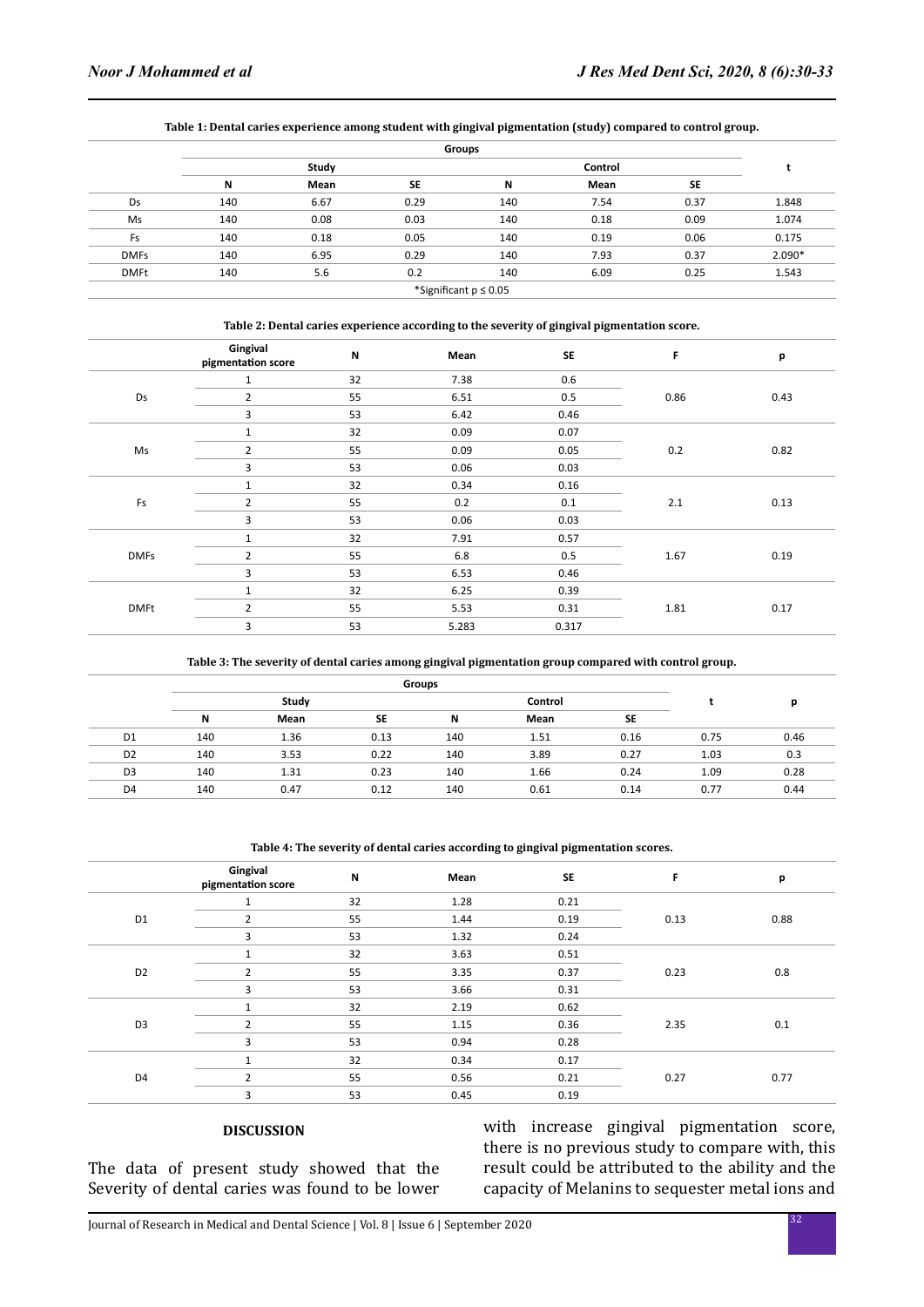**Table 1: Dental caries experience among student with gingival pigmentation (study) compared to control group.**

| | Groups | | | | | | t |
|---|---|---|---|---|---|---|---|
| | Study | | | Control | | | |
| | N | Mean | SE | N | Mean | SE | |
| Ds | 140 | 6.67 | 0.29 | 140 | 7.54 | 0.37 | 1.848 |
| Ms | 140 | 0.08 | 0.03 | 140 | 0.18 | 0.09 | 1.074 |
| Fs | 140 | 0.18 | 0.05 | 140 | 0.19 | 0.06 | 0.175 |
| DMFs | 140 | 6.95 | 0.29 | 140 | 7.93 | 0.37 | 2.090* |
| DMFt | 140 | 5.6 | 0.2 | 140 | 6.09 | 0.25 | 1.543 |

*Significant p ≤ 0.05

**Table 2: Dental caries experience according to the severity of gingival pigmentation score.**

| | Gingival pigmentation score | N | Mean | SE | F | p |
|---|---|---|---|---|---|---|
| Ds | 1 | 32 | 7.38 | 0.6 | 0.86 | 0.43 |
| | 2 | 55 | 6.51 | 0.5 | | |
| | 3 | 53 | 6.42 | 0.46 | | |
| Ms | 1 | 32 | 0.09 | 0.07 | 0.2 | 0.82 |
| | 2 | 55 | 0.09 | 0.05 | | |
| | 3 | 53 | 0.06 | 0.03 | | |
| Fs | 1 | 32 | 0.34 | 0.16 | 2.1 | 0.13 |
| | 2 | 55 | 0.2 | 0.1 | | |
| | 3 | 53 | 0.06 | 0.03 | | |
| DMFs | 1 | 32 | 7.91 | 0.57 | 1.67 | 0.19 |
| | 2 | 55 | 6.8 | 0.5 | | |
| | 3 | 53 | 6.53 | 0.46 | | |
| DMFt | 1 | 32 | 6.25 | 0.39 | 1.81 | 0.17 |
| | 2 | 55 | 5.53 | 0.31 | | |
| | 3 | 53 | 5.283 | 0.317 | | |

**Table 3: The severity of dental caries among gingival pigmentation group compared with control group.**

| | Groups | | | | | | t | p |
|---|---|---|---|---|---|---|---|---|
| | Study | | | Control | | | | |
| | N | Mean | SE | N | Mean | SE | | |
| D1 | 140 | 1.36 | 0.13 | 140 | 1.51 | 0.16 | 0.75 | 0.46 |
| D2 | 140 | 3.53 | 0.22 | 140 | 3.89 | 0.27 | 1.03 | 0.3 |
| D3 | 140 | 1.31 | 0.23 | 140 | 1.66 | 0.24 | 1.09 | 0.28 |
| D4 | 140 | 0.47 | 0.12 | 140 | 0.61 | 0.14 | 0.77 | 0.44 |

**Table 4: The severity of dental caries according to gingival pigmentation scores.**

| | Gingival pigmentation score | N | Mean | SE | F | p |
|---|---|---|---|---|---|---|
| D1 | 1 | 32 | 1.28 | 0.21 | 0.13 | 0.88 |
| | 2 | 55 | 1.44 | 0.19 | | |
| | 3 | 53 | 1.32 | 0.24 | | |
| D2 | 1 | 32 | 3.63 | 0.51 | 0.23 | 0.8 |
| | 2 | 55 | 3.35 | 0.37 | | |
| | 3 | 53 | 3.66 | 0.31 | | |
| D3 | 1 | 32 | 2.19 | 0.62 | 2.35 | 0.1 |
| | 2 | 55 | 1.15 | 0.36 | | |
| | 3 | 53 | 0.94 | 0.28 | | |
| D4 | 1 | 32 | 0.34 | 0.17 | 0.27 | 0.77 |
| | 2 | 55 | 0.56 | 0.21 | | |
| | 3 | 53 | 0.45 | 0.19 | | |

## DISCUSSION

The data of present study showed that the Severity of dental caries was found to be lower with increase gingival pigmentation score, there is no previous study to compare with, this result could be attributed to the ability and the capacity of Melanins to sequester metal ions and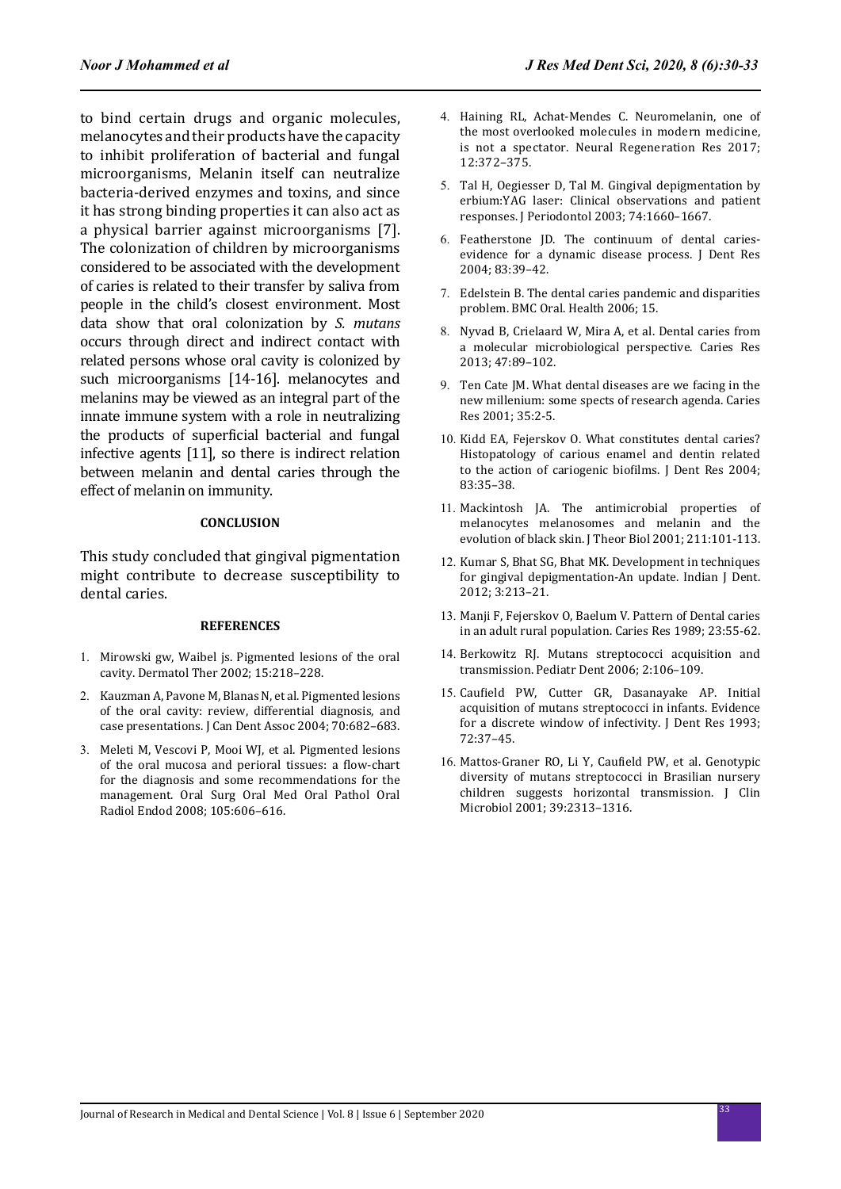to bind certain drugs and organic molecules, melanocytes and their products have the capacity to inhibit proliferation of bacterial and fungal microorganisms, Melanin itself can neutralize bacteria-derived enzymes and toxins, and since it has strong binding properties it can also act as a physical barrier against microorganisms [7]. The colonization of children by microorganisms considered to be associated with the development of caries is related to their transfer by saliva from people in the child's closest environment. Most data show that oral colonization by *S. mutans* occurs through direct and indirect contact with related persons whose oral cavity is colonized by such microorganisms [14-16]. melanocytes and melanins may be viewed as an integral part of the innate immune system with a role in neutralizing the products of superficial bacterial and fungal infective agents [11], so there is indirect relation between melanin and dental caries through the effect of melanin on immunity.

## CONCLUSION

This study concluded that gingival pigmentation might contribute to decrease susceptibility to dental caries.

## REFERENCES

1. Mirowski gw, Waibel js. Pigmented lesions of the oral cavity. Dermatol Ther 2002; 15:218–228.
2. Kauzman A, Pavone M, Blanas N, et al. Pigmented lesions of the oral cavity: review, differential diagnosis, and case presentations. J Can Dent Assoc 2004; 70:682–683.
3. Meleti M, Vescovi P, Mooi WJ, et al. Pigmented lesions of the oral mucosa and perioral tissues: a flow-chart for the diagnosis and some recommendations for the management. Oral Surg Oral Med Oral Pathol Oral Radiol Endod 2008; 105:606–616.
4. Haining RL, Achat-Mendes C. Neuromelanin, one of the most overlooked molecules in modern medicine, is not a spectator. Neural Regeneration Res 2017; 12:372–375.
5. Tal H, Oegiesser D, Tal M. Gingival depigmentation by erbium:YAG laser: Clinical observations and patient responses. J Periodontol 2003; 74:1660–1667.
6. Featherstone JD. The continuum of dental caries-evidence for a dynamic disease process. J Dent Res 2004; 83:39–42.
7. Edelstein B. The dental caries pandemic and disparities problem. BMC Oral. Health 2006; 15.
8. Nyvad B, Crielaard W, Mira A, et al. Dental caries from a molecular microbiological perspective. Caries Res 2013; 47:89–102.
9. Ten Cate JM. What dental diseases are we facing in the new millenium: some spects of research agenda. Caries Res 2001; 35:2-5.
10. Kidd EA, Fejerskov O. What constitutes dental caries? Histopatology of carious enamel and dentin related to the action of cariogenic biofilms. J Dent Res 2004; 83:35–38.
11. Mackintosh JA. The antimicrobial properties of melanocytes melanosomes and melanin and the evolution of black skin. J Theor Biol 2001; 211:101-113.
12. Kumar S, Bhat SG, Bhat MK. Development in techniques for gingival depigmentation-An update. Indian J Dent. 2012; 3:213–21.
13. Manji F, Fejerskov O, Baelum V. Pattern of Dental caries in an adult rural population. Caries Res 1989; 23:55-62.
14. Berkowitz RJ. Mutans streptococci acquisition and transmission. Pediatr Dent 2006; 2:106–109.
15. Caufield PW, Cutter GR, Dasanayake AP. Initial acquisition of mutans streptococci in infants. Evidence for a discrete window of infectivity. J Dent Res 1993; 72:37–45.
16. Mattos-Graner RO, Li Y, Caufield PW, et al. Genotypic diversity of mutans streptococci in Brasilian nursery children suggests horizontal transmission. J Clin Microbiol 2001; 39:2313–1316.